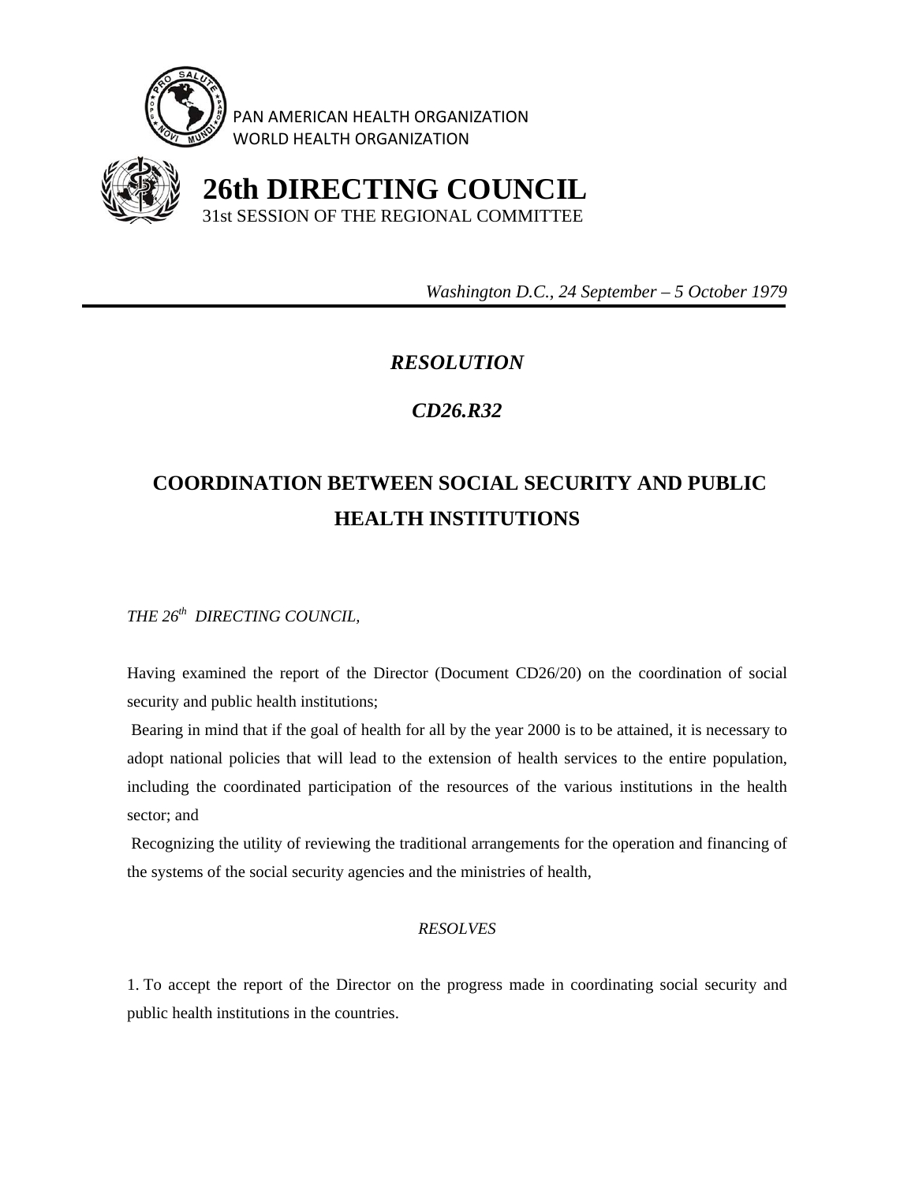PAN AMERICAN HEALTH ORGANIZATION
WORLD HEALTH ORGANIZATION

# 26th DIRECTING COUNCIL

31st SESSION OF THE REGIONAL COMMITTEE

*Washington D.C., 24 September – 5 October 1979*

---

## *RESOLUTION*

## *CD26.R32*

## COORDINATION BETWEEN SOCIAL SECURITY AND PUBLIC HEALTH INSTITUTIONS

*THE 26th DIRECTING COUNCIL,*

Having examined the report of the Director (Document CD26/20) on the coordination of social security and public health institutions;

Bearing in mind that if the goal of health for all by the year 2000 is to be attained, it is necessary to adopt national policies that will lead to the extension of health services to the entire population, including the coordinated participation of the resources of the various institutions in the health sector; and

Recognizing the utility of reviewing the traditional arrangements for the operation and financing of the systems of the social security agencies and the ministries of health,

*RESOLVES*

1. To accept the report of the Director on the progress made in coordinating social security and public health institutions in the countries.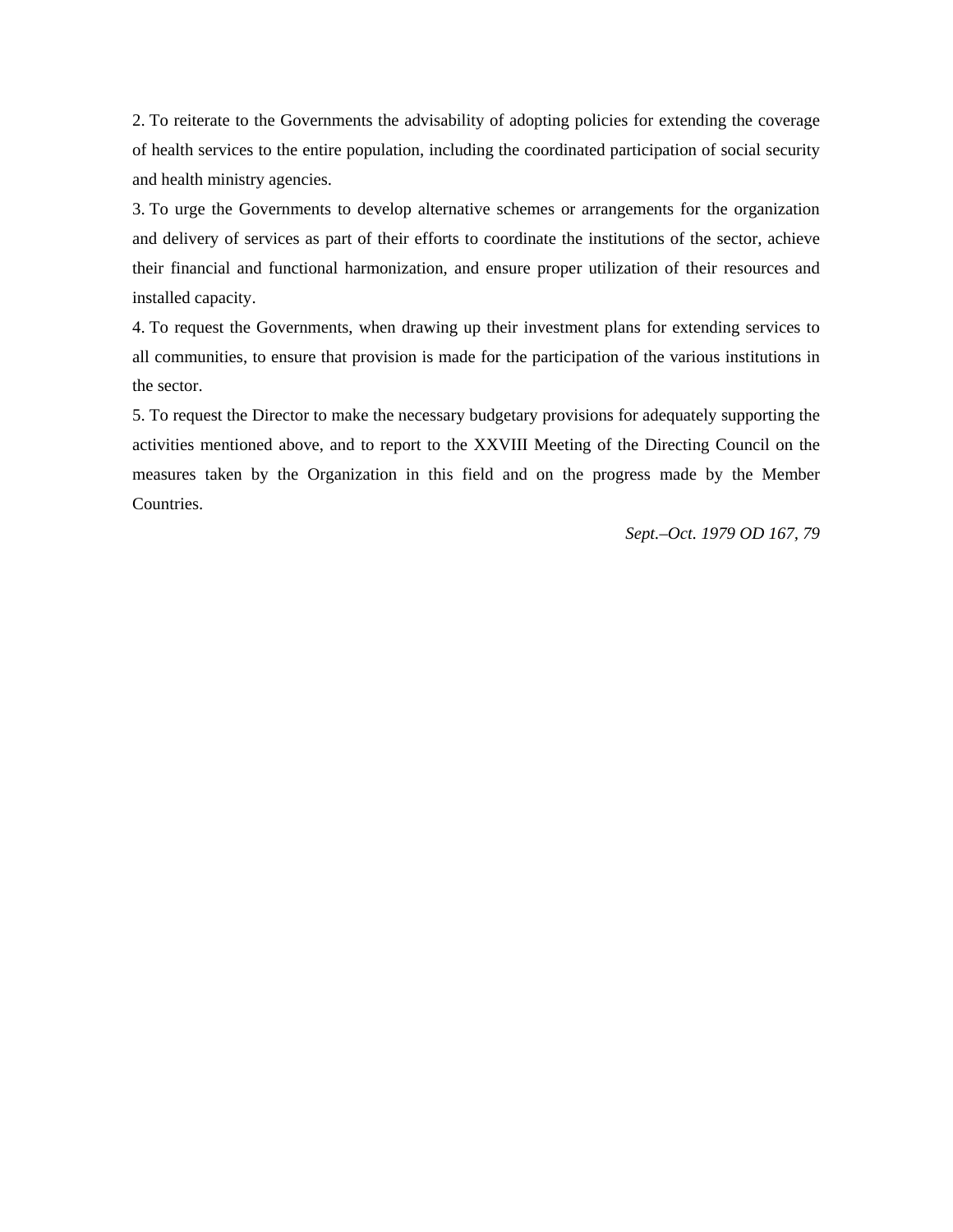2. To reiterate to the Governments the advisability of adopting policies for extending the coverage of health services to the entire population, including the coordinated participation of social security and health ministry agencies.

3. To urge the Governments to develop alternative schemes or arrangements for the organization and delivery of services as part of their efforts to coordinate the institutions of the sector, achieve their financial and functional harmonization, and ensure proper utilization of their resources and installed capacity.

4. To request the Governments, when drawing up their investment plans for extending services to all communities, to ensure that provision is made for the participation of the various institutions in the sector.

5. To request the Director to make the necessary budgetary provisions for adequately supporting the activities mentioned above, and to report to the XXVIII Meeting of the Directing Council on the measures taken by the Organization in this field and on the progress made by the Member Countries.

*Sept.–Oct. 1979 OD 167, 79*